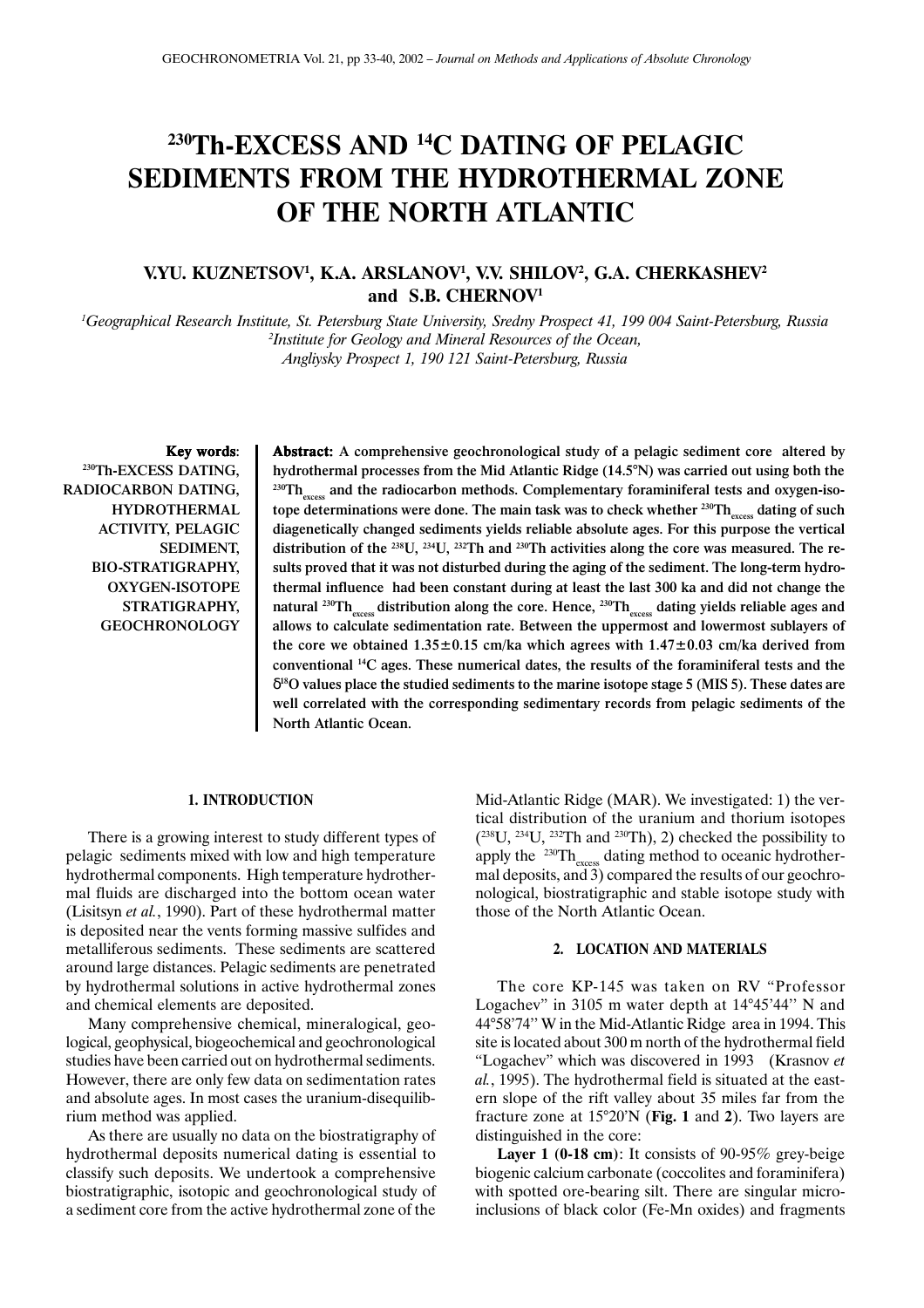# $^{230}$Th-EXCESS AND $^{14}$C DATING OF PELAGIC SEDIMENTS FROM THE HYDROTHERMAL ZONE OF THE NORTH ATLANTIC

**V.YU. KUZNETSOV[1], K.A. ARSLANOV[1], V.V. SHILOV[2], G.A. CHERKASHEV[2] and S.B. CHERNOV[1]**

[1]*Geographical Research Institute, St. Petersburg State University, Sredny Prospect 41, 199 004 Saint-Petersburg, Russia*
[2]*Institute for Geology and Mineral Resources of the Ocean, Angliysky Prospect 1, 190 121 Saint-Petersburg, Russia*

**Key words**: $^{230}$**Th-EXCESS DATING, RADIOCARBON DATING, HYDROTHERMAL ACTIVITY, PELAGIC SEDIMENT, BIO-STRATIGRAPHY, OXYGEN-ISOTOPE STRATIGRAPHY, GEOCHRONOLOGY**

**Abstract: A comprehensive geochronological study of a pelagic sediment core altered by hydrothermal processes from the Mid Atlantic Ridge (14.5°N) was carried out using both the $^{230}$Th$_{excess}$ and the radiocarbon methods. Complementary foraminiferal tests and oxygen-isotope determinations were done. The main task was to check whether $^{230}$Th$_{excess}$ dating of such diagenetically changed sediments yields reliable absolute ages. For this purpose the vertical distribution of the $^{238}$U, $^{234}$U, $^{232}$Th and $^{230}$Th activities along the core was measured. The results proved that it was not disturbed during the aging of the sediment. The long-term hydrothermal influence had been constant during at least the last 300 ka and did not change the natural $^{230}$Th$_{excess}$ distribution along the core. Hence, $^{230}$Th$_{excess}$ dating yields reliable ages and allows to calculate sedimentation rate. Between the uppermost and lowermost sublayers of the core we obtained 1.35±0.15 cm/ka which agrees with 1.47±0.03 cm/ka derived from conventional $^{14}$C ages. These numerical dates, the results of the foraminiferal tests and the δ$^{18}$O values place the studied sediments to the marine isotope stage 5 (MIS 5). These dates are well correlated with the corresponding sedimentary records from pelagic sediments of the North Atlantic Ocean.**

## 1. INTRODUCTION

There is a growing interest to study different types of pelagic sediments mixed with low and high temperature hydrothermal components. High temperature hydrothermal fluids are discharged into the bottom ocean water (Lisitsyn *et al.*, 1990). Part of these hydrothermal matter is deposited near the vents forming massive sulfides and metalliferous sediments. These sediments are scattered around large distances. Pelagic sediments are penetrated by hydrothermal solutions in active hydrothermal zones and chemical elements are deposited.

Many comprehensive chemical, mineralogical, geological, geophysical, biogeochemical and geochronological studies have been carried out on hydrothermal sediments. However, there are only few data on sedimentation rates and absolute ages. In most cases the uranium-disequilibrium method was applied.

As there are usually no data on the biostratigraphy of hydrothermal deposits numerical dating is essential to classify such deposits. We undertook a comprehensive biostratigraphic, isotopic and geochronological study of a sediment core from the active hydrothermal zone of the Mid-Atlantic Ridge (MAR). We investigated: 1) the vertical distribution of the uranium and thorium isotopes ($^{238}$U, $^{234}$U, $^{232}$Th and $^{230}$Th), 2) checked the possibility to apply the $^{230}$Th$_{excess}$ dating method to oceanic hydrothermal deposits, and 3) compared the results of our geochronological, biostratigraphic and stable isotope study with those of the North Atlantic Ocean.

## 2. LOCATION AND MATERIALS

The core KP-145 was taken on RV "Professor Logachev" in 3105 m water depth at 14°45'44'' N and 44°58'74'' W in the Mid-Atlantic Ridge area in 1994. This site is located about 300 m north of the hydrothermal field "Logachev" which was discovered in 1993 (Krasnov *et al.*, 1995). The hydrothermal field is situated at the eastern slope of the rift valley about 35 miles far from the fracture zone at 15°20'N (**Fig. 1** and **2**). Two layers are distinguished in the core:

**Layer 1 (0-18 cm)**: It consists of 90-95% grey-beige biogenic calcium carbonate (coccolites and foraminifera) with spotted ore-bearing silt. There are singular micro-inclusions of black color (Fe-Mn oxides) and fragments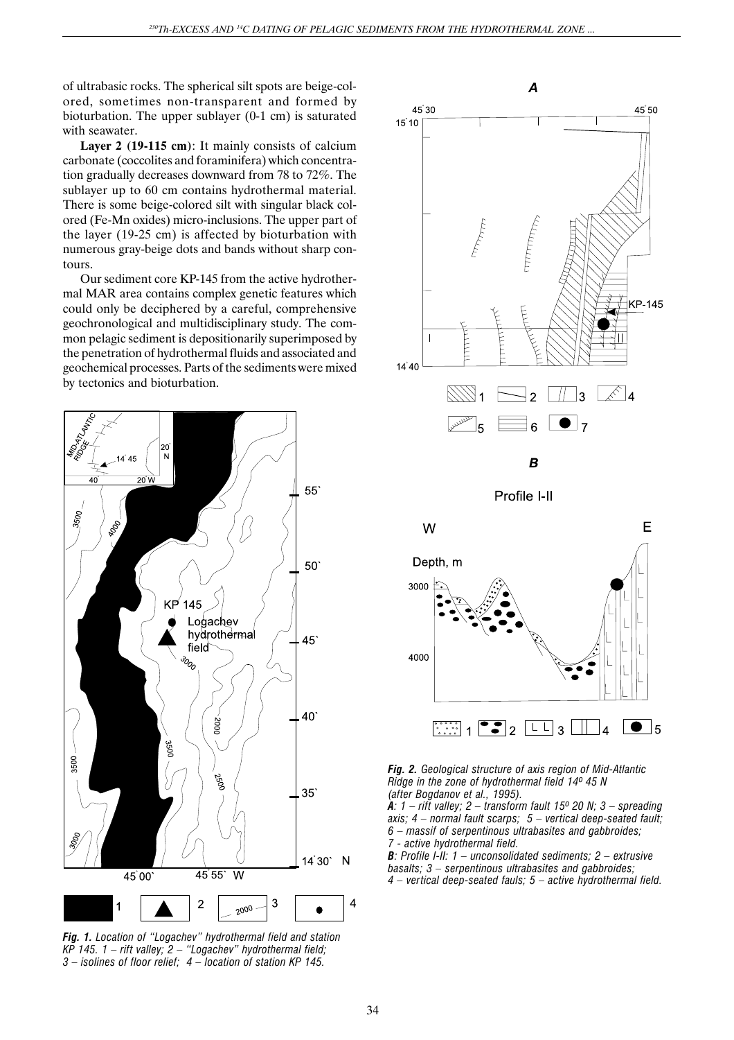of ultrabasic rocks. The spherical silt spots are beige-colored, sometimes non-transparent and formed by bioturbation. The upper sublayer (0-1 cm) is saturated with seawater.

**Layer 2 (19-115 cm)**: It mainly consists of calcium carbonate (coccolites and foraminifera) which concentration gradually decreases downward from 78 to 72%. The sublayer up to 60 cm contains hydrothermal material. There is some beige-colored silt with singular black colored (Fe-Mn oxides) micro-inclusions. The upper part of the layer (19-25 cm) is affected by bioturbation with numerous gray-beige dots and bands without sharp contours.

Our sediment core KP-145 from the active hydrothermal MAR area contains complex genetic features which could only be deciphered by a careful, comprehensive geochronological and multidisciplinary study. The common pelagic sediment is depositionarily superimposed by the penetration of hydrothermal fluids and associated and geochemical processes. Parts of the sediments were mixed by tectonics and bioturbation.

MID-ATLANTIC RIDGE
14°45
20° N
40° 20°W
3500
4000
55`
50`
KP 145
Logachev hydrothermal field
45`
3000
40`
2000
3500
3500
2500
35`
3000
14°30` N
45°00` 45°55` W
1 2 2000 3 4

*Fig. 1. Location of "Logachev" hydrothermal field and station KP 145. 1 – rift valley; 2 – "Logachev" hydrothermal field; 3 – isolines of floor relief; 4 – location of station KP 145.*

A
45°30 45°50
15°10
KP-145
I
II
14°40
1 2 3 4
5 6 7

B
Profile I-II
W E
Depth, m
3000
4000
1 2 3 4 5

*Fig. 2. Geological structure of axis region of Mid-Atlantic Ridge in the zone of hydrothermal field 14° 45 N (after Bogdanov et al., 1995).*
*A: 1 – rift valley; 2 – transform fault 15° 20 N; 3 – spreading axis; 4 – normal fault scarps; 5 – vertical deep-seated fault; 6 – massif of serpentinous ultrabasites and gabbroides; 7 - active hydrothermal field.*
*B: Profile I-II: 1 – unconsolidated sediments; 2 – extrusive basalts; 3 – serpentinous ultrabasites and gabbroides; 4 – vertical deep-seated fauls; 5 – active hydrothermal field.*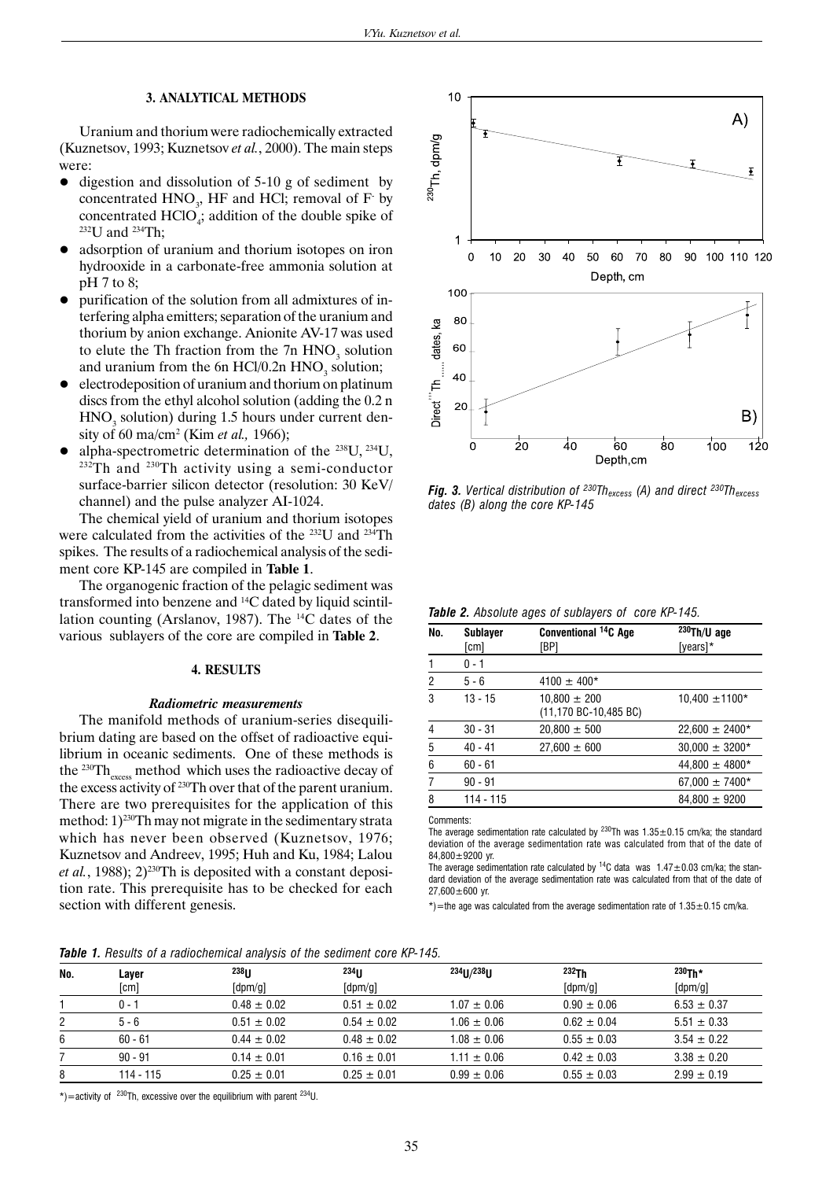## 3. ANALYTICAL METHODS

Uranium and thorium were radiochemically extracted (Kuznetsov, 1993; Kuznetsov *et al.*, 2000). The main steps were:

- digestion and dissolution of 5-10 g of sediment by concentrated $HNO_3$, HF and HCl; removal of $F^-$ by concentrated $HClO_4$; addition of the double spike of $^{232}U$ and $^{234}Th$;
- adsorption of uranium and thorium isotopes on iron hydrooxide in a carbonate-free ammonia solution at pH 7 to 8;
- purification of the solution from all admixtures of interfering alpha emitters; separation of the uranium and thorium by anion exchange. Anionite AV-17 was used to elute the Th fraction from the 7n $HNO_3$ solution and uranium from the 6n HCl/0.2n $HNO_3$ solution;
- electrodeposition of uranium and thorium on platinum discs from the ethyl alcohol solution (adding the 0.2 n $HNO_3$ solution) during 1.5 hours under current density of 60 ma/cm² (Kim *et al.,* 1966);
- alpha-spectrometric determination of the $^{238}U$, $^{234}U$, $^{232}Th$ and $^{230}Th$ activity using a semi-conductor surface-barrier silicon detector (resolution: 30 KeV/channel) and the pulse analyzer AI-1024.

The chemical yield of uranium and thorium isotopes were calculated from the activities of the $^{232}U$ and $^{234}Th$ spikes. The results of a radiochemical analysis of the sediment core KP-145 are compiled in **Table 1**.

The organogenic fraction of the pelagic sediment was transformed into benzene and $^{14}C$ dated by liquid scintillation counting (Arslanov, 1987). The $^{14}C$ dates of the various sublayers of the core are compiled in **Table 2**.

## 4. RESULTS

### *Radiometric measurements*

The manifold methods of uranium-series disequilibrium dating are based on the offset of radioactive equilibrium in oceanic sediments. One of these methods is the $^{230}Th_{excess}$ method which uses the radioactive decay of the excess activity of $^{230}Th$ over that of the parent uranium. There are two prerequisites for the application of this method: 1) $^{230}Th$ may not migrate in the sedimentary strata which has never been observed (Kuznetsov, 1976; Kuznetsov and Andreev, 1995; Huh and Ku, 1984; Lalou *et al.*, 1988); 2) $^{230}Th$ is deposited with a constant deposition rate. This prerequisite has to be checked for each section with different genesis.

A)
$^{230}$Th, dpm/g
10
1
0 10 20 30 40 50 60 70 80 90 100 110 120
Depth, cm

B)
Direct $^{230}$Th$_{excess}$ dates, ka
100
80
60
40
20
0 20 40 60 80 100 120
Depth,cm

*Fig. 3. Vertical distribution of $^{230}Th_{excess}$ (A) and direct $^{230}Th_{excess}$ dates (B) along the core KP-145*

*Table 2. Absolute ages of sublayers of core KP-145.*

| No. | Sublayer [cm] | Conventional $^{14}C$ Age [BP] | $^{230}Th/U$ age [years]* |
|---|---|---|---|
| 1 | 0 - 1 | | |
| 2 | 5 - 6 | 4100 ± 400* | |
| 3 | 13 - 15 | 10,800 ± 200 (11,170 BC-10,485 BC) | 10,400 ±1100* |
| 4 | 30 - 31 | 20,800 ± 500 | 22,600 ± 2400* |
| 5 | 40 - 41 | 27,600 ± 600 | 30,000 ± 3200* |
| 6 | 60 - 61 | | 44,800 ± 4800* |
| 7 | 90 - 91 | | 67,000 ± 7400* |
| 8 | 114 - 115 | | 84,800 ± 9200 |

Comments:
The average sedimentation rate calculated by $^{230}Th$ was 1.35±0.15 cm/ka; the standard deviation of the average sedimentation rate was calculated from that of the date of 84,800±9200 yr.
The average sedimentation rate calculated by $^{14}C$ data was 1.47±0.03 cm/ka; the standard deviation of the average sedimentation rate was calculated from that of the date of 27,600±600 yr.
*)=the age was calculated from the average sedimentation rate of 1.35±0.15 cm/ka.

*Table 1. Results of a radiochemical analysis of the sediment core KP-145.*

| No. | Layer [cm] | $^{238}U$ [dpm/g] | $^{234}U$ [dpm/g] | $^{234}U/^{238}U$ | $^{232}Th$ [dpm/g] | $^{230}Th$* [dpm/g] |
|---|---|---|---|---|---|---|
| 1 | 0 - 1 | 0.48 ± 0.02 | 0.51 ± 0.02 | 1.07 ± 0.06 | 0.90 ± 0.06 | 6.53 ± 0.37 |
| 2 | 5 - 6 | 0.51 ± 0.02 | 0.54 ± 0.02 | 1.06 ± 0.06 | 0.62 ± 0.04 | 5.51 ± 0.33 |
| 6 | 60 - 61 | 0.44 ± 0.02 | 0.48 ± 0.02 | 1.08 ± 0.06 | 0.55 ± 0.03 | 3.54 ± 0.22 |
| 7 | 90 - 91 | 0.14 ± 0.01 | 0.16 ± 0.01 | 1.11 ± 0.06 | 0.42 ± 0.03 | 3.38 ± 0.20 |
| 8 | 114 - 115 | 0.25 ± 0.01 | 0.25 ± 0.01 | 0.99 ± 0.06 | 0.55 ± 0.03 | 2.99 ± 0.19 |

*)=activity of $^{230}Th$, excessive over the equilibrium with parent $^{234}U$.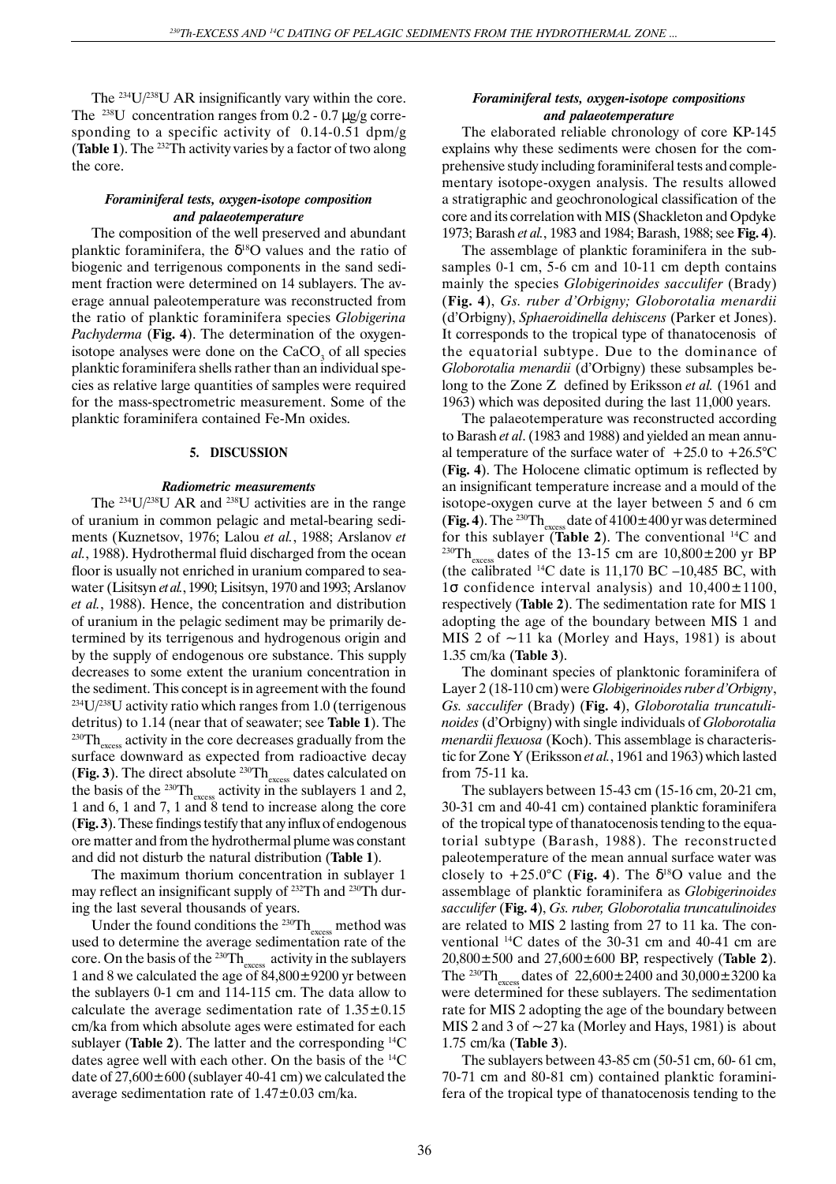The $^{234}U/^{238}U$ AR insignificantly vary within the core. The $^{238}U$ concentration ranges from 0.2 - 0.7 μg/g corresponding to a specific activity of 0.14-0.51 dpm/g (**Table 1**). The $^{232}Th$ activity varies by a factor of two along the core.

### *Foraminiferal tests, oxygen-isotope composition and palaeotemperature*

The composition of the well preserved and abundant planktic foraminifera, the $\delta^{18}O$ values and the ratio of biogenic and terrigenous components in the sand sediment fraction were determined on 14 sublayers. The average annual paleotemperature was reconstructed from the ratio of planktic foraminifera species *Globigerina Pachyderma* (**Fig. 4**). The determination of the oxygen-isotope analyses were done on the $CaCO_3$ of all species planktic foraminifera shells rather than an individual species as relative large quantities of samples were required for the mass-spectrometric measurement. Some of the planktic foraminifera contained Fe-Mn oxides.

## 5. DISCUSSION

### *Radiometric measurements*

The $^{234}U/^{238}U$ AR and $^{238}U$ activities are in the range of uranium in common pelagic and metal-bearing sediments (Kuznetsov, 1976; Lalou *et al.*, 1988; Arslanov *et al.*, 1988). Hydrothermal fluid discharged from the ocean floor is usually not enriched in uranium compared to seawater (Lisitsyn *et al.*, 1990; Lisitsyn, 1970 and 1993; Arslanov *et al.*, 1988). Hence, the concentration and distribution of uranium in the pelagic sediment may be primarily determined by its terrigenous and hydrogenous origin and by the supply of endogenous ore substance. This supply decreases to some extent the uranium concentration in the sediment. This concept is in agreement with the found $^{234}U/^{238}U$ activity ratio which ranges from 1.0 (terrigenous detritus) to 1.14 (near that of seawater; see **Table 1**). The $^{230}Th_{excess}$ activity in the core decreases gradually from the surface downward as expected from radioactive decay (**Fig. 3**). The direct absolute $^{230}Th_{excess}$ dates calculated on the basis of the $^{230}Th_{excess}$ activity in the sublayers 1 and 2, 1 and 6, 1 and 7, 1 and 8 tend to increase along the core (**Fig. 3**). These findings testify that any influx of endogenous ore matter and from the hydrothermal plume was constant and did not disturb the natural distribution (**Table 1**).

The maximum thorium concentration in sublayer 1 may reflect an insignificant supply of $^{232}Th$ and $^{230}Th$ during the last several thousands of years.

Under the found conditions the $^{230}Th_{excess}$ method was used to determine the average sedimentation rate of the core. On the basis of the $^{230}Th_{excess}$ activity in the sublayers 1 and 8 we calculated the age of 84,800±9200 yr between the sublayers 0-1 cm and 114-115 cm. The data allow to calculate the average sedimentation rate of 1.35±0.15 cm/ka from which absolute ages were estimated for each sublayer (**Table 2**). The latter and the corresponding $^{14}C$ dates agree well with each other. On the basis of the $^{14}C$ date of 27,600±600 (sublayer 40-41 cm) we calculated the average sedimentation rate of 1.47±0.03 cm/ka.

### *Foraminiferal tests, oxygen-isotope compositions and palaeotemperature*

The elaborated reliable chronology of core KP-145 explains why these sediments were chosen for the comprehensive study including foraminiferal tests and complementary isotope-oxygen analysis. The results allowed a stratigraphic and geochronological classification of the core and its correlation with MIS (Shackleton and Opdyke 1973; Barash *et al.*, 1983 and 1984; Barash, 1988; see **Fig. 4**).

The assemblage of planktic foraminifera in the subsamples 0-1 cm, 5-6 cm and 10-11 cm depth contains mainly the species *Globigerinoides sacculifer* (Brady) (**Fig. 4**), *Gs. ruber d'Orbigny; Globorotalia menardii* (d'Orbigny), *Sphaeroidinella dehiscens* (Parker et Jones). It corresponds to the tropical type of thanatocenosis of the equatorial subtype. Due to the dominance of *Globorotalia menardii* (d'Orbigny) these subsamples belong to the Zone Z defined by Eriksson *et al.* (1961 and 1963) which was deposited during the last 11,000 years.

The palaeotemperature was reconstructed according to Barash *et al*. (1983 and 1988) and yielded an mean annual temperature of the surface water of +25.0 to +26.5°C (**Fig. 4**). The Holocene climatic optimum is reflected by an insignificant temperature increase and a mould of the isotope-oxygen curve at the layer between 5 and 6 cm (**Fig. 4**). The $^{230}Th_{excess}$ date of 4100±400 yr was determined for this sublayer (**Table 2**). The conventional $^{14}C$ and $^{230}Th_{excess}$ dates of the 13-15 cm are 10,800±200 yr BP (the calibrated $^{14}C$ date is 11,170 BC –10,485 BC, with 1σ confidence interval analysis) and 10,400±1100, respectively (**Table 2**). The sedimentation rate for MIS 1 adopting the age of the boundary between MIS 1 and MIS 2 of ~11 ka (Morley and Hays, 1981) is about 1.35 cm/ka (**Table 3**).

The dominant species of planktonic foraminifera of Layer 2 (18-110 cm) were *Globigerinoides ruber d'Orbigny*, *Gs. sacculifer* (Brady) (**Fig. 4**), *Globorotalia truncatulinoides* (d'Orbigny) with single individuals of *Globorotalia menardii flexuosa* (Koch). This assemblage is characteristic for Zone Y (Eriksson *et al.*, 1961 and 1963) which lasted from 75-11 ka.

The sublayers between 15-43 cm (15-16 cm, 20-21 cm, 30-31 cm and 40-41 cm) contained planktic foraminifera of the tropical type of thanatocenosis tending to the equatorial subtype (Barash, 1988). The reconstructed paleotemperature of the mean annual surface water was closely to +25.0°C (**Fig. 4**). The $\delta^{18}O$ value and the assemblage of planktic foraminifera as *Globigerinoides sacculifer* (**Fig. 4**), *Gs. ruber, Globorotalia truncatulinoides* are related to MIS 2 lasting from 27 to 11 ka. The conventional $^{14}C$ dates of the 30-31 cm and 40-41 cm are 20,800±500 and 27,600±600 BP, respectively (**Table 2**). The $^{230}Th_{excess}$ dates of 22,600±2400 and 30,000±3200 ka were determined for these sublayers. The sedimentation rate for MIS 2 adopting the age of the boundary between MIS 2 and 3 of ~27 ka (Morley and Hays, 1981) is about 1.75 cm/ka (**Table 3**).

The sublayers between 43-85 cm (50-51 cm, 60- 61 cm, 70-71 cm and 80-81 cm) contained planktic foraminifera of the tropical type of thanatocenosis tending to the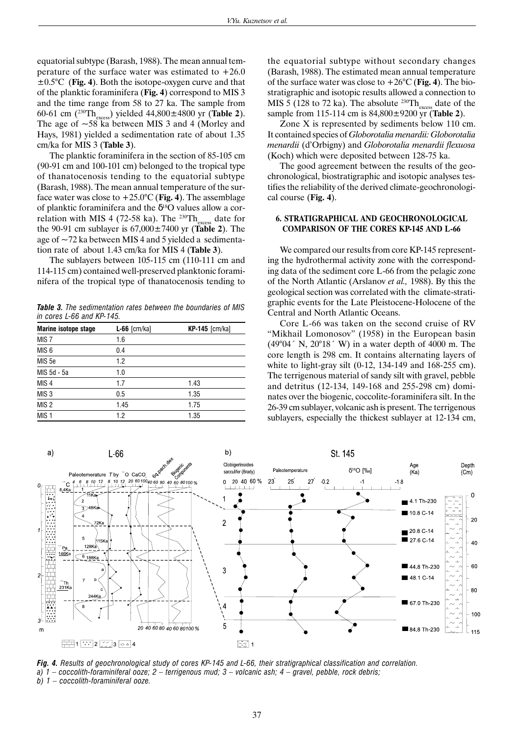equatorial subtype (Barash, 1988). The mean annual temperature of the surface water was estimated to +26.0 ±0.5°C (**Fig. 4**). Both the isotope-oxygen curve and that of the planktic foraminifera (**Fig. 4**) correspond to MIS 3 and the time range from 58 to 27 ka. The sample from 60-61 cm ($^{230}Th_{excess}$) yielded 44,800±4800 yr (**Table 2**). The age of ~58 ka between MIS 3 and 4 (Morley and Hays, 1981) yielded a sedimentation rate of about 1.35 cm/ka for MIS 3 (**Table 3**).

The planktic foraminifera in the section of 85-105 cm (90-91 cm and 100-101 cm) belonged to the tropical type of thanatocenosis tending to the equatorial subtype (Barash, 1988). The mean annual temperature of the surface water was close to +25.0°C (**Fig. 4**). The assemblage of planktic foraminifera and the $\delta^{18}O$ values allow a correlation with MIS 4 (72-58 ka). The $^{230}Th_{excess}$ date for the 90-91 cm sublayer is 67,000±7400 yr (**Table 2**). The age of ~72 ka between MIS 4 and 5 yielded a sedimentation rate of about 1.43 cm/ka for MIS 4 (**Table 3**).

The sublayers between 105-115 cm (110-111 cm and 114-115 cm) contained well-preserved planktonic foraminifera of the tropical type of thanatocenosis tending to the equatorial subtype without secondary changes (Barash, 1988). The estimated mean annual temperature of the surface water was close to +26°C (**Fig. 4**). The biostratigraphic and isotopic results allowed a connection to MIS 5 (128 to 72 ka). The absolute $^{230}Th_{excess}$ date of the sample from 115-114 cm is 84,800±9200 yr (**Table 2**).

***Table 3.*** *The sedimentation rates between the boundaries of MIS in cores L-66 and KP-145.*

| Marine isotope stage | L-66 [cm/ka] | KP-145 [cm/ka] |
|---|---|---|
| MIS 7 | 1.6 | |
| MIS 6 | 0.4 | |
| MIS 5e | 1.2 | |
| MIS 5d - 5a | 1.0 | |
| MIS 4 | 1.7 | 1.43 |
| MIS 3 | 0.5 | 1.35 |
| MIS 2 | 1.45 | 1.75 |
| MIS 1 | 1.2 | 1.35 |

Zone X is represented by sediments below 110 cm. It contained species of *Globorotalia menardii: Globorotalia menardii* (d'Orbigny) and *Globorotalia menardii flexuosa* (Koch) which were deposited between 128-75 ka.

The good agreement between the results of the geochronological, biostratigraphic and isotopic analyses testifies the reliability of the derived climate-geochronological course (**Fig. 4**).

## 6. STRATIGRAPHICAL AND GEOCHRONOLOGICAL COMPARISON OF THE CORES KP-145 AND L-66

We compared our results from core KP-145 representing the hydrothermal activity zone with the corresponding data of the sediment core L-66 from the pelagic zone of the North Atlantic (Arslanov *et al.,* 1988). By this the geological section was correlated with the climate-stratigraphic events for the Late Pleistocene-Holocene of the Central and North Atlantic Oceans.

Core L-66 was taken on the second cruise of RV "Mikhail Lomonosov" (1958) in the European basin (49°04´ N, 20°18´ W) in a water depth of 4000 m. The core length is 298 cm. It contains alternating layers of white to light-gray silt (0-12, 134-149 and 168-255 cm). The terrigenous material of sandy silt with gravel, pebble and detritus (12-134, 149-168 and 255-298 cm) dominates over the biogenic, coccolite-foraminifera silt. In the 26-39 cm sublayer, volcanic ash is present. The terrigenous sublayers, especially the thickest sublayer at 12-134 cm,

a) L-66

b) St. 145

4.1 Th-230
10.8 C-14
20.8 C-14
27.6 C-14
44.8 Th-230
48.1 C-14
67.0 Th-230
84.8 Th-230

***Fig. 4.*** *Results of geochronological study of cores KP-145 and L-66, their stratigraphical classification and correlation.*
*a) 1 – coccolith-foraminiferal ooze; 2 – terrigenous mud; 3 – volcanic ash; 4 – gravel, pebble, rock debris;*
*b) 1 – coccolith-foraminiferal ooze.*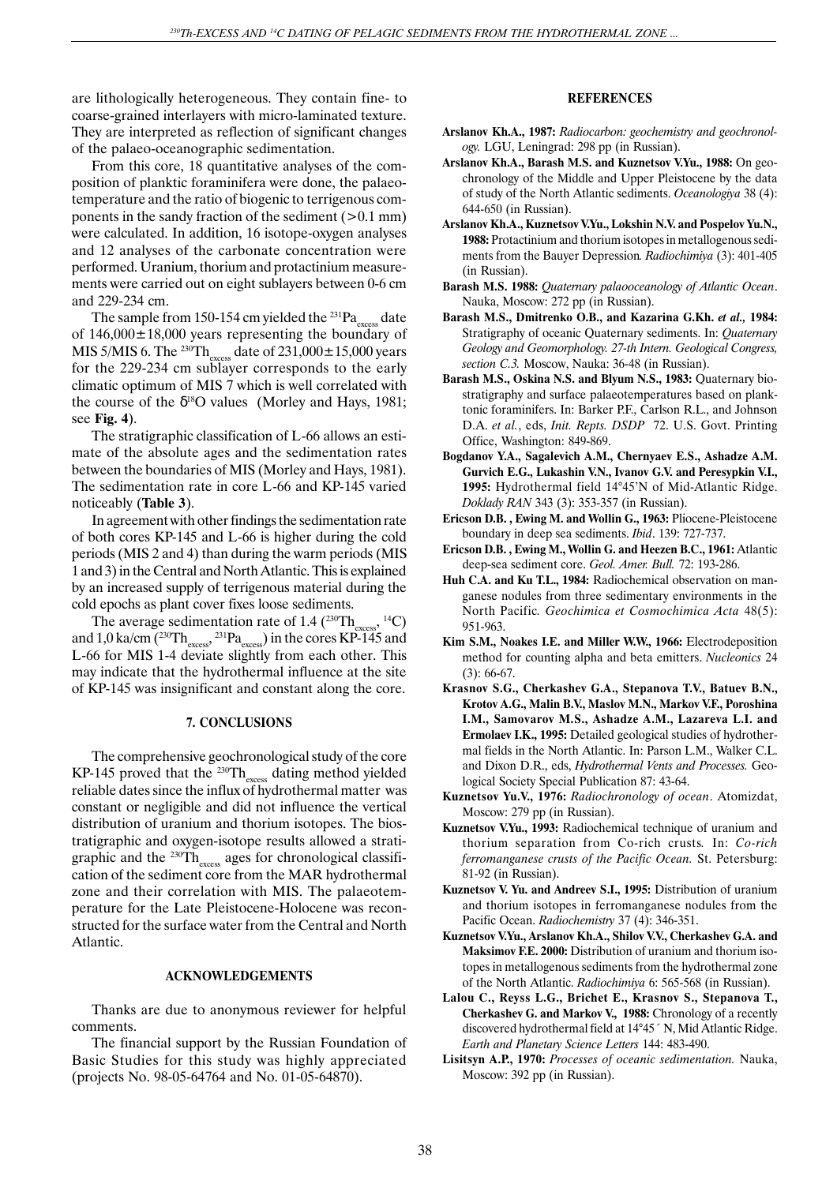are lithologically heterogeneous. They contain fine- to coarse-grained interlayers with micro-laminated texture. They are interpreted as reflection of significant changes of the palaeo-oceanographic sedimentation.

From this core, 18 quantitative analyses of the composition of planktic foraminifera were done, the palaeotemperature and the ratio of biogenic to terrigenous components in the sandy fraction of the sediment (>0.1 mm) were calculated. In addition, 16 isotope-oxygen analyses and 12 analyses of the carbonate concentration were performed. Uranium, thorium and protactinium measurements were carried out on eight sublayers between 0-6 cm and 229-234 cm.

The sample from 150-154 cm yielded the $^{231}Pa_{excess}$ date of 146,000±18,000 years representing the boundary of MIS 5/MIS 6. The $^{230}Th_{excess}$ date of 231,000±15,000 years for the 229-234 cm sublayer corresponds to the early climatic optimum of MIS 7 which is well correlated with the course of the $\delta^{18}O$ values (Morley and Hays, 1981; see **Fig. 4**).

The stratigraphic classification of L-66 allows an estimate of the absolute ages and the sedimentation rates between the boundaries of MIS (Morley and Hays, 1981). The sedimentation rate in core L-66 and KP-145 varied noticeably (**Table 3**).

In agreement with other findings the sedimentation rate of both cores KP-145 and L-66 is higher during the cold periods (MIS 2 and 4) than during the warm periods (MIS 1 and 3) in the Central and North Atlantic. This is explained by an increased supply of terrigenous material during the cold epochs as plant cover fixes loose sediments.

The average sedimentation rate of 1.4 ($^{230}Th_{excess}$, $^{14}C$) and 1,0 ka/cm ($^{230}Th_{excess}$, $^{231}Pa_{excess}$) in the cores KP-145 and L-66 for MIS 1-4 deviate slightly from each other. This may indicate that the hydrothermal influence at the site of KP-145 was insignificant and constant along the core.

## 7. CONCLUSIONS

The comprehensive geochronological study of the core KP-145 proved that the $^{230}Th_{excess}$ dating method yielded reliable dates since the influx of hydrothermal matter was constant or negligible and did not influence the vertical distribution of uranium and thorium isotopes. The biostratigraphic and oxygen-isotope results allowed a stratigraphic and the $^{230}Th_{excess}$ ages for chronological classification of the sediment core from the MAR hydrothermal zone and their correlation with MIS. The palaeotemperature for the Late Pleistocene-Holocene was reconstructed for the surface water from the Central and North Atlantic.

## ACKNOWLEDGEMENTS

Thanks are due to anonymous reviewer for helpful comments.

The financial support by the Russian Foundation of Basic Studies for this study was highly appreciated (projects No. 98-05-64764 and No. 01-05-64870).

## REFERENCES

**Arslanov Kh.A., 1987:** *Radiocarbon: geochemistry and geochronology.* LGU, Leningrad: 298 pp (in Russian).

**Arslanov Kh.A., Barash M.S. and Kuznetsov V.Yu., 1988:** On geochronology of the Middle and Upper Pleistocene by the data of study of the North Atlantic sediments. *Oceanologiya* 38 (4): 644-650 (in Russian).

**Arslanov Kh.A., Kuznetsov V.Yu., Lokshin N.V. and Pospelov Yu.N., 1988:** Protactinium and thorium isotopes in metallogenous sediments from the Bauyer Depression. *Radiochimiya* (3): 401-405 (in Russian).

**Barash M.S. 1988:** *Quaternary palaooceanology of Atlantic Ocean*. Nauka, Moscow: 272 pp (in Russian).

**Barash M.S., Dmitrenko O.B., and Kazarina G.Kh. *et al.,* 1984:** Stratigraphy of oceanic Quaternary sediments. In: *Quaternary Geology and Geomorphology. 27-th Intern. Geological Congress, section C.3.* Moscow, Nauka: 36-48 (in Russian).

**Barash M.S., Oskina N.S. and Blyum N.S., 1983:** Quaternary biostratigraphy and surface palaeotemperatures based on planktonic foraminifers. In: Barker P.F., Carlson R.L., and Johnson D.A. *et al.*, eds, *Init. Repts. DSDP* 72. U.S. Govt. Printing Office, Washington: 849-869.

**Bogdanov Y.A., Sagalevich A.M., Chernyaev E.S., Ashadze A.M. Gurvich E.G., Lukashin V.N., Ivanov G.V. and Peresypkin V.I., 1995:** Hydrothermal field 14°45'N of Mid-Atlantic Ridge. *Doklady RAN* 343 (3): 353-357 (in Russian).

**Ericson D.B. , Ewing M. and Wollin G., 1963:** Pliocene-Pleistocene boundary in deep sea sediments. *Ibid*. 139: 727-737.

**Ericson D.B. , Ewing M., Wollin G. and Heezen B.C., 1961:** Atlantic deep-sea sediment core. *Geol. Amer. Bull.* 72: 193-286.

**Huh C.A. and Ku T.L., 1984:** Radiochemical observation on manganese nodules from three sedimentary environments in the North Pacific. *Geochimica et Cosmochimica Acta* 48(5): 951-963.

**Kim S.M., Noakes I.E. and Miller W.W., 1966:** Electrodeposition method for counting alpha and beta emitters. *Nucleonics* 24 (3): 66-67.

**Krasnov S.G., Cherkashev G.A., Stepanova T.V., Batuev B.N., Krotov A.G., Malin B.V., Maslov M.N., Markov V.F., Poroshina I.M., Samovarov M.S., Ashadze A.M., Lazareva L.I. and Ermolaev I.K., 1995:** Detailed geological studies of hydrothermal fields in the North Atlantic. In: Parson L.M., Walker C.L. and Dixon D.R., eds, *Hydrothermal Vents and Processes.* Geological Society Special Publication 87: 43-64.

**Kuznetsov Yu.V., 1976:** *Radiochronology of ocean*. Atomizdat, Moscow: 279 pp (in Russian).

**Kuznetsov V.Yu., 1993:** Radiochemical technique of uranium and thorium separation from Co-rich crusts. In: *Co-rich ferromanganese crusts of the Pacific Ocean.* St. Petersburg: 81-92 (in Russian).

**Kuznetsov V. Yu. and Andreev S.I., 1995:** Distribution of uranium and thorium isotopes in ferromanganese nodules from the Pacific Ocean. *Radiochemistry* 37 (4): 346-351.

**Kuznetsov V.Yu., Arslanov Kh.A., Shilov V.V., Cherkashev G.A. and Maksimov F.E. 2000:** Distribution of uranium and thorium isotopes in metallogenous sediments from the hydrothermal zone of the North Atlantic. *Radiochimiya* 6: 565-568 (in Russian).

**Lalou C., Reyss L.G., Brichet E., Krasnov S., Stepanova T., Cherkashev G. and Markov V., 1988:** Chronology of a recently discovered hydrothermal field at 14°45´ N, Mid Atlantic Ridge. *Earth and Planetary Science Letters* 144: 483-490.

**Lisitsyn A.P., 1970:** *Processes of oceanic sedimentation.* Nauka, Moscow: 392 pp (in Russian).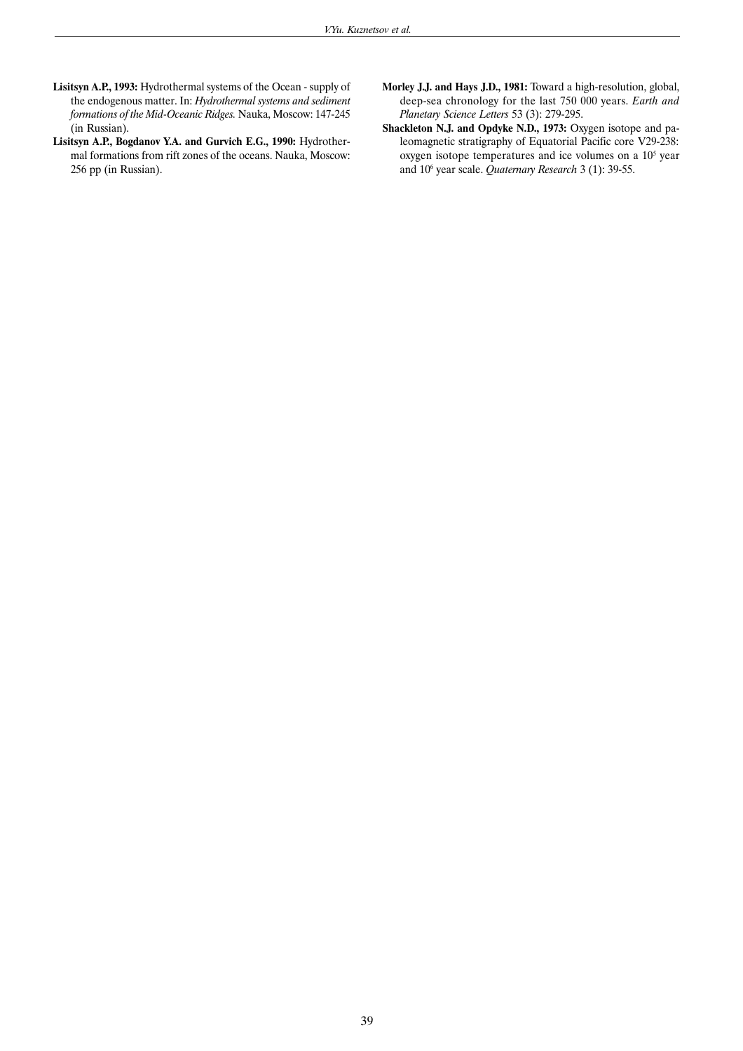**Lisitsyn A.P., 1993:** Hydrothermal systems of the Ocean - supply of the endogenous matter. In: *Hydrothermal systems and sediment formations of the Mid-Oceanic Ridges.* Nauka, Moscow: 147-245 (in Russian).

**Lisitsyn A.P., Bogdanov Y.A. and Gurvich E.G., 1990:** Hydrothermal formations from rift zones of the oceans. Nauka, Moscow: 256 pp (in Russian).

**Morley J.J. and Hays J.D., 1981:** Toward a high-resolution, global, deep-sea chronology for the last 750 000 years. *Earth and Planetary Science Letters* 53 (3): 279-295.

**Shackleton N.J. and Opdyke N.D., 1973:** Oxygen isotope and paleomagnetic stratigraphy of Equatorial Pacific core V29-238: oxygen isotope temperatures and ice volumes on a $10^5$ year and $10^6$ year scale. *Quaternary Research* 3 (1): 39-55.